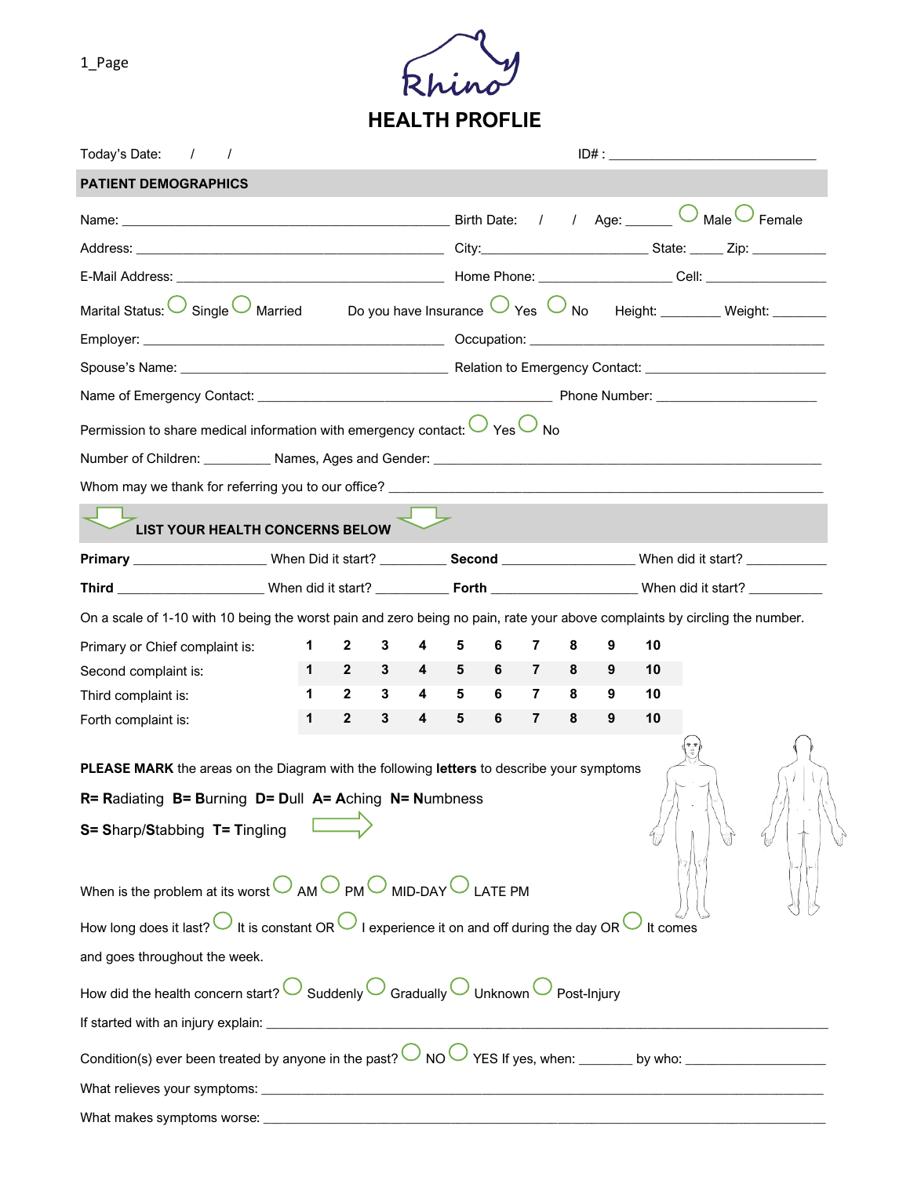1_Page

Rhino

# HEALTH PROFLIE

Today's Date: / / ID# : ___________________________

## PATIENT DEMOGRAPHICS

Name: ___________________________________________ Birth Date: / / Age: ______ ◯ Male ◯ Female

Address: _________________________________________ City:______________________ State: _____ Zip: __________

E-Mail Address: ___________________________________ Home Phone: _________________ Cell: ________________

Marital Status: ◯ Single ◯ Married Do you have Insurance ◯ Yes ◯ No Height: ________ Weight: ________

Employer: _______________________________________ Occupation: _______________________________________

Spouse's Name: ___________________________________ Relation to Emergency Contact: ______________________

Name of Emergency Contact: ______________________________________ Phone Number: ______________________

Permission to share medical information with emergency contact: ◯ Yes ◯ No

Number of Children: _________ Names, Ages and Gender: ____________________________________________________

Whom may we thank for referring you to our office? _________________________________________________________

## LIST YOUR HEALTH CONCERNS BELOW

**Primary** __________________ When Did it start? _________ **Second** __________________ When did it start? ___________

**Third** ____________________ When did it start? __________ **Forth** ____________________ When did it start? __________

On a scale of 1-10 with 10 being the worst pain and zero being no pain, rate your above complaints by circling the number.

| | | | | | | | | | | |
|---|---|---|---|---|---|---|---|---|---|---|
| Primary or Chief complaint is: | 1 | 2 | 3 | 4 | 5 | 6 | 7 | 8 | 9 | 10 |
| Second complaint is: | 1 | 2 | 3 | 4 | 5 | 6 | 7 | 8 | 9 | 10 |
| Third complaint is: | 1 | 2 | 3 | 4 | 5 | 6 | 7 | 8 | 9 | 10 |
| Forth complaint is: | 1 | 2 | 3 | 4 | 5 | 6 | 7 | 8 | 9 | 10 |

**PLEASE MARK** the areas on the Diagram with the following **letters** to describe your symptoms

**R= R**adiating **B= B**urning **D= D**ull **A= A**ching **N= N**umbness

**S= S**harp/**S**tabbing **T= T**ingling

When is the problem at its worst ◯ AM ◯ PM ◯ MID-DAY ◯ LATE PM

How long does it last? ◯ It is constant OR ◯ I experience it on and off during the day OR ◯ It comes and goes throughout the week.

How did the health concern start? ◯ Suddenly ◯ Gradually ◯ Unknown ◯ Post-Injury

If started with an injury explain: ___________________________________________________________________________

Condition(s) ever been treated by anyone in the past? ◯ NO ◯ YES If yes, when: _______ by who: ___________________

What relieves your symptoms: ______________________________________________________________________

What makes symptoms worse: ______________________________________________________________________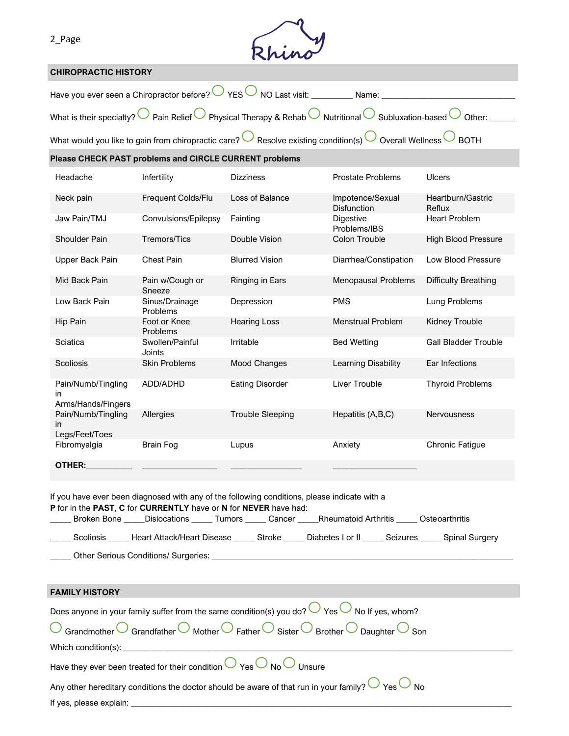## CHIROPRACTIC HISTORY

Have you ever seen a Chiropractor before? ◯ YES ◯ NO Last visit: _________ Name: _____________________________

What is their specialty? ◯ Pain Relief ◯ Physical Therapy & Rehab ◯ Nutritional ◯ Subluxation-based ◯ Other: ______

What would you like to gain from chiropractic care? ◯ Resolve existing condition(s) ◯ Overall Wellness ◯ BOTH

## Please CHECK PAST problems and CIRCLE CURRENT problems

| | | | | |
|---|---|---|---|---|
| Headache | Infertility | Dizziness | Prostate Problems | Ulcers |
| Neck pain | Frequent Colds/Flu | Loss of Balance | Impotence/Sexual Disfunction | Heartburn/Gastric Reflux |
| Jaw Pain/TMJ | Convulsions/Epilepsy | Fainting | Digestive Problems/IBS | Heart Problem |
| Shoulder Pain | Tremors/Tics | Double Vision | Colon Trouble | High Blood Pressure |
| Upper Back Pain | Chest Pain | Blurred Vision | Diarrhea/Constipation | Low Blood Pressure |
| Mid Back Pain | Pain w/Cough or Sneeze | Ringing in Ears | Menopausal Problems | Difficulty Breathing |
| Low Back Pain | Sinus/Drainage Problems | Depression | PMS | Lung Problems |
| Hip Pain | Foot or Knee Problems | Hearing Loss | Menstrual Problem | Kidney Trouble |
| Sciatica | Swollen/Painful Joints | Irritable | Bed Wetting | Gall Bladder Trouble |
| Scoliosis | Skin Problems | Mood Changes | Learning Disability | Ear Infections |
| Pain/Numb/Tingling in Arms/Hands/Fingers | ADD/ADHD | Eating Disorder | Liver Trouble | Thyroid Problems |
| Pain/Numb/Tingling in Legs/Feet/Toes | Allergies | Trouble Sleeping | Hepatitis (A,B,C) | Nervousness |
| Fibromyalgia | Brain Fog | Lupus | Anxiety | Chronic Fatigue |
| **OTHER:**__________ | _________________ | ________________ | ___________________ | |

If you have ever been diagnosed with any of the following conditions, please indicate with a **P** for in the **PAST**, **C** for **CURRENTLY** have or **N** for **NEVER** have had:

_____ Broken Bone _____Dislocations _____ Tumors _____ Cancer _____Rheumatoid Arthritis _____ Osteoarthritis

_____ Scoliosis _____ Heart Attack/Heart Disease _____ Stroke _____ Diabetes I or II _____ Seizures _____ Spinal Surgery

_____ Other Serious Conditions/ Surgeries: ______________________________________________________________________

## FAMILY HISTORY

Does anyone in your family suffer from the same condition(s) you do? ◯ Yes ◯ No If yes, whom?

◯ Grandmother ◯ Grandfather ◯ Mother ◯ Father ◯ Sister ◯ Brother ◯ Daughter ◯ Son

Which condition(s): ___________________________________________________________________________________

Have they ever been treated for their condition ◯ Yes ◯ No ◯ Unsure

Any other hereditary conditions the doctor should be aware of that run in your family? ◯ Yes ◯ No

If yes, please explain: _________________________________________________________________________________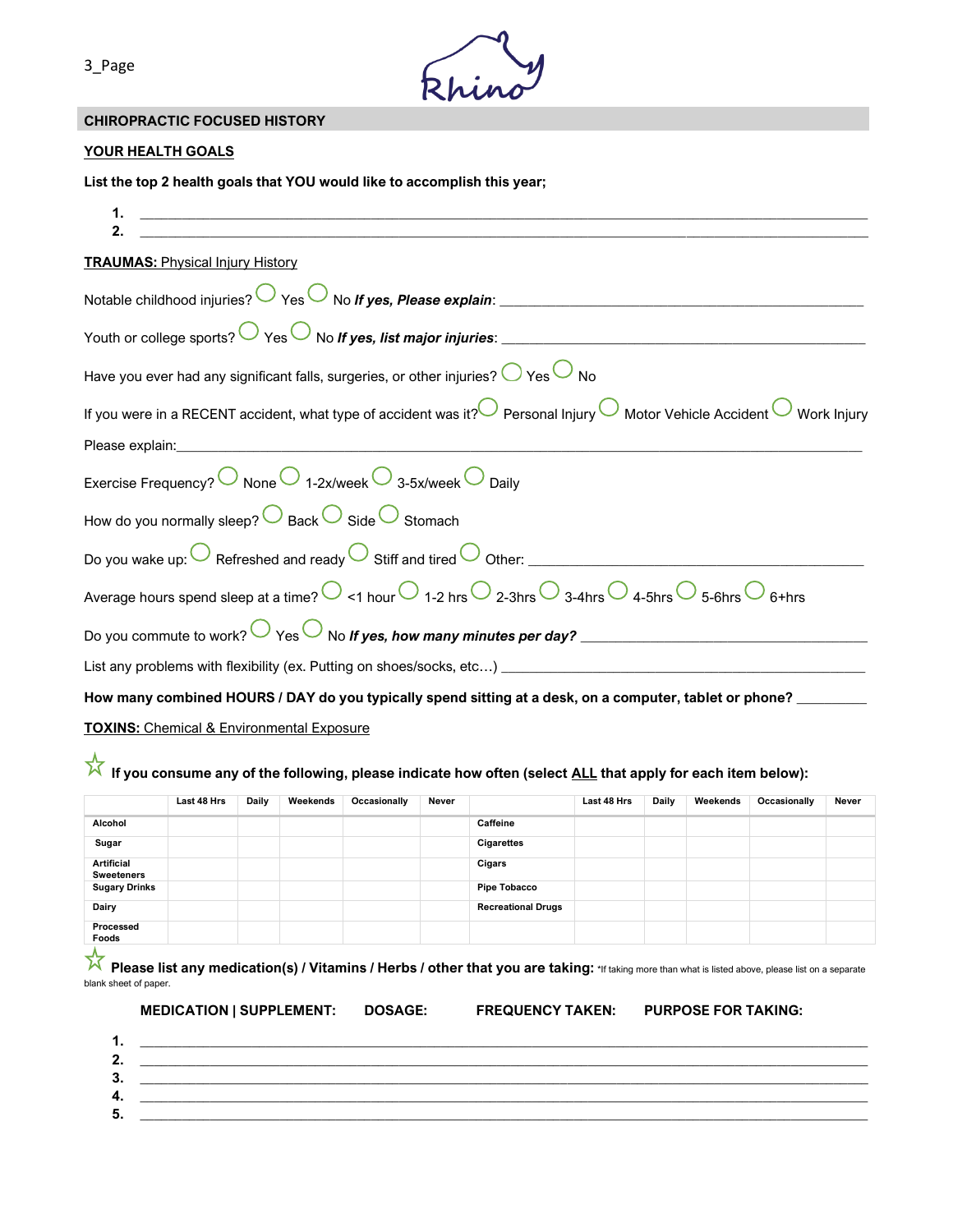**CHIROPRACTIC FOCUSED HISTORY**

**YOUR HEALTH GOALS**

**List the top 2 health goals that YOU would like to accomplish this year;**

1. ______________________________________________________________
2. ______________________________________________________________

**TRAUMAS:** Physical Injury History

Notable childhood injuries? ◯ Yes ◯ No ***If yes, Please explain***: ______________________________

Youth or college sports? ◯ Yes ◯ No ***If yes, list major injuries***: ______________________________

Have you ever had any significant falls, surgeries, or other injuries? ◯ Yes ◯ No

If you were in a RECENT accident, what type of accident was it? ◯ Personal Injury ◯ Motor Vehicle Accident ◯ Work Injury

Please explain:______________________________________________________________

Exercise Frequency? ◯ None ◯ 1-2x/week ◯ 3-5x/week ◯ Daily

How do you normally sleep? ◯ Back ◯ Side ◯ Stomach

Do you wake up: ◯ Refreshed and ready ◯ Stiff and tired ◯ Other: ______________________________

Average hours spend sleep at a time? ◯ <1 hour ◯ 1-2 hrs ◯ 2-3hrs ◯ 3-4hrs ◯ 4-5hrs ◯ 5-6hrs ◯ 6+hrs

Do you commute to work? ◯ Yes ◯ No ***If yes, how many minutes per day?*** ______________________________

List any problems with flexibility (ex. Putting on shoes/socks, etc…) ______________________________

**How many combined HOURS / DAY do you typically spend sitting at a desk, on a computer, tablet or phone?** __________

**TOXINS:** Chemical & Environmental Exposure

☆ **If you consume any of the following, please indicate how often (select ALL that apply for each item below):**

| | Last 48 Hrs | Daily | Weekends | Occasionally | Never | | Last 48 Hrs | Daily | Weekends | Occasionally | Never |
|---|---|---|---|---|---|---|---|---|---|---|---|
| Alcohol | | | | | | Caffeine | | | | | |
| Sugar | | | | | | Cigarettes | | | | | |
| Artificial Sweeteners | | | | | | Cigars | | | | | |
| Sugary Drinks | | | | | | Pipe Tobacco | | | | | |
| Dairy | | | | | | Recreational Drugs | | | | | |
| Processed Foods | | | | | | | | | | | |

☆ **Please list any medication(s) / Vitamins / Herbs / other that you are taking:** *If taking more than what is listed above, please list on a separate blank sheet of paper.

**MEDICATION | SUPPLEMENT: DOSAGE: FREQUENCY TAKEN: PURPOSE FOR TAKING:**

1. ______________________________________________________________
2. ______________________________________________________________
3. ______________________________________________________________
4. ______________________________________________________________
5. ______________________________________________________________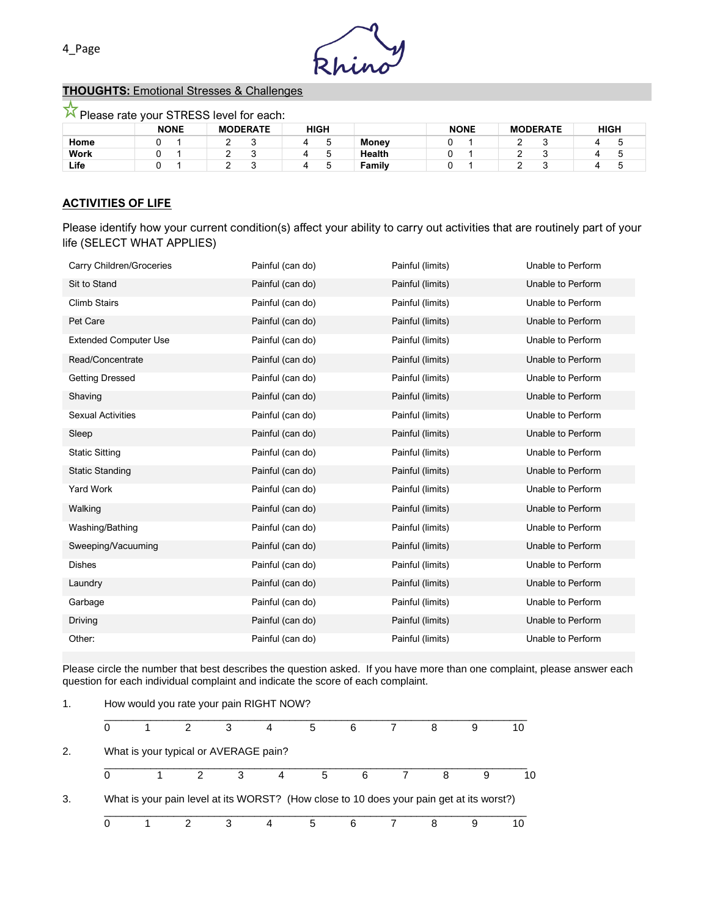## **THOUGHTS:** Emotional Stresses & Challenges

☆ Please rate your STRESS level for each:

| | NONE | | MODERATE | | HIGH | | | NONE | | MODERATE | | HIGH | |
|---|---|---|---|---|---|---|---|---|---|---|---|---|---|
| **Home** | 0 | 1 | 2 | 3 | 4 | 5 | **Money** | 0 | 1 | 2 | 3 | 4 | 5 |
| **Work** | 0 | 1 | 2 | 3 | 4 | 5 | **Health** | 0 | 1 | 2 | 3 | 4 | 5 |
| **Life** | 0 | 1 | 2 | 3 | 4 | 5 | **Family** | 0 | 1 | 2 | 3 | 4 | 5 |

## **ACTIVITIES OF LIFE**

Please identify how your current condition(s) affect your ability to carry out activities that are routinely part of your life (SELECT WHAT APPLIES)

| | | | |
|---|---|---|---|
| Carry Children/Groceries | Painful (can do) | Painful (limits) | Unable to Perform |
| Sit to Stand | Painful (can do) | Painful (limits) | Unable to Perform |
| Climb Stairs | Painful (can do) | Painful (limits) | Unable to Perform |
| Pet Care | Painful (can do) | Painful (limits) | Unable to Perform |
| Extended Computer Use | Painful (can do) | Painful (limits) | Unable to Perform |
| Read/Concentrate | Painful (can do) | Painful (limits) | Unable to Perform |
| Getting Dressed | Painful (can do) | Painful (limits) | Unable to Perform |
| Shaving | Painful (can do) | Painful (limits) | Unable to Perform |
| Sexual Activities | Painful (can do) | Painful (limits) | Unable to Perform |
| Sleep | Painful (can do) | Painful (limits) | Unable to Perform |
| Static Sitting | Painful (can do) | Painful (limits) | Unable to Perform |
| Static Standing | Painful (can do) | Painful (limits) | Unable to Perform |
| Yard Work | Painful (can do) | Painful (limits) | Unable to Perform |
| Walking | Painful (can do) | Painful (limits) | Unable to Perform |
| Washing/Bathing | Painful (can do) | Painful (limits) | Unable to Perform |
| Sweeping/Vacuuming | Painful (can do) | Painful (limits) | Unable to Perform |
| Dishes | Painful (can do) | Painful (limits) | Unable to Perform |
| Laundry | Painful (can do) | Painful (limits) | Unable to Perform |
| Garbage | Painful (can do) | Painful (limits) | Unable to Perform |
| Driving | Painful (can do) | Painful (limits) | Unable to Perform |
| Other: | Painful (can do) | Painful (limits) | Unable to Perform |

Please circle the number that best describes the question asked. If you have more than one complaint, please answer each question for each individual complaint and indicate the score of each complaint.

1. How would you rate your pain RIGHT NOW?

   0 1 2 3 4 5 6 7 8 9 10

2. What is your typical or AVERAGE pain?

   0 1 2 3 4 5 6 7 8 9 10

3. What is your pain level at its WORST? (How close to 10 does your pain get at its worst?)

   0 1 2 3 4 5 6 7 8 9 10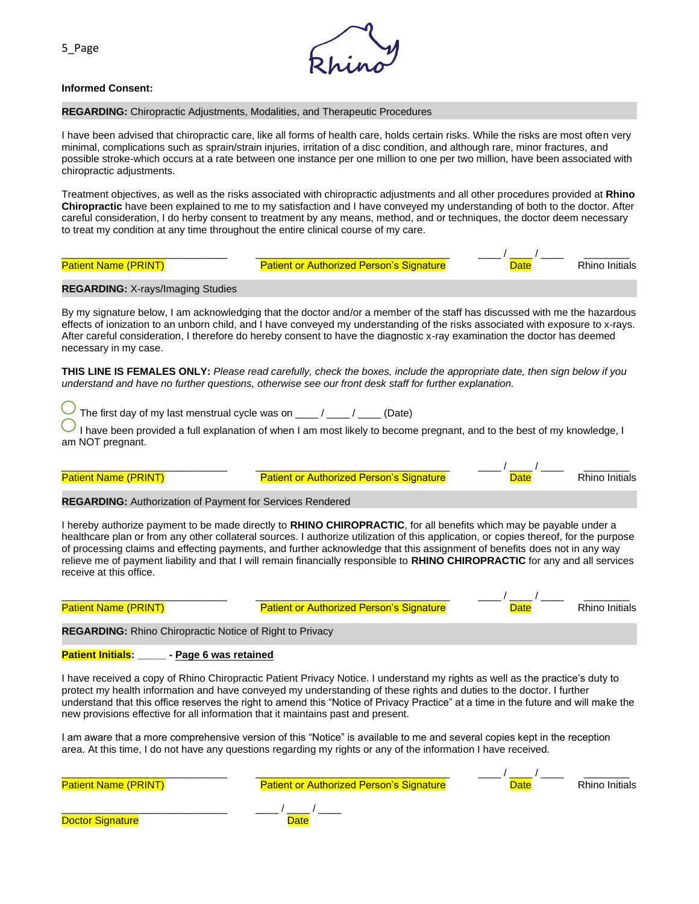**Informed Consent:**

**REGARDING:** Chiropractic Adjustments, Modalities, and Therapeutic Procedures

I have been advised that chiropractic care, like all forms of health care, holds certain risks. While the risks are most often very minimal, complications such as sprain/strain injuries, irritation of a disc condition, and although rare, minor fractures, and possible stroke-which occurs at a rate between one instance per one million to one per two million, have been associated with chiropractic adjustments.

Treatment objectives, as well as the risks associated with chiropractic adjustments and all other procedures provided at **Rhino Chiropractic** have been explained to me to my satisfaction and I have conveyed my understanding of both to the doctor. After careful consideration, I do herby consent to treatment by any means, method, and or techniques, the doctor deem necessary to treat my condition at any time throughout the entire clinical course of my care.

| ____________________________ | ________________________________ | ____ / ____ / ____ | ________ |
|---|---|---|---|
| Patient Name (PRINT) | Patient or Authorized Person's Signature | Date | Rhino Initials |

**REGARDING:** X-rays/Imaging Studies

By my signature below, I am acknowledging that the doctor and/or a member of the staff has discussed with me the hazardous effects of ionization to an unborn child, and I have conveyed my understanding of the risks associated with exposure to x-rays. After careful consideration, I therefore do hereby consent to have the diagnostic x-ray examination the doctor has deemed necessary in my case.

**THIS LINE IS FEMALES ONLY:** *Please read carefully, check the boxes, include the appropriate date, then sign below if you understand and have no further questions, otherwise see our front desk staff for further explanation.*

- ◯ The first day of my last menstrual cycle was on ____ / ____ / ____ (Date)
- ◯ I have been provided a full explanation of when I am most likely to become pregnant, and to the best of my knowledge, I am NOT pregnant.

| ____________________________ | ________________________________ | ____ / ____ / ____ | ________ |
|---|---|---|---|
| Patient Name (PRINT) | Patient or Authorized Person's Signature | Date | Rhino Initials |

**REGARDING:** Authorization of Payment for Services Rendered

I hereby authorize payment to be made directly to **RHINO CHIROPRACTIC**, for all benefits which may be payable under a healthcare plan or from any other collateral sources. I authorize utilization of this application, or copies thereof, for the purpose of processing claims and effecting payments, and further acknowledge that this assignment of benefits does not in any way relieve me of payment liability and that I will remain financially responsible to **RHINO CHIROPRACTIC** for any and all services receive at this office.

| ____________________________ | ________________________________ | ____ / ____ / ____ | ________ |
|---|---|---|---|
| Patient Name (PRINT) | Patient or Authorized Person's Signature | Date | Rhino Initials |

**REGARDING:** Rhino Chiropractic Notice of Right to Privacy

**Patient Initials: _____ - Page 6 was retained**

I have received a copy of Rhino Chiropractic Patient Privacy Notice. I understand my rights as well as the practice's duty to protect my health information and have conveyed my understanding of these rights and duties to the doctor. I further understand that this office reserves the right to amend this "Notice of Privacy Practice" at a time in the future and will make the new provisions effective for all information that it maintains past and present.

I am aware that a more comprehensive version of this "Notice" is available to me and several copies kept in the reception area. At this time, I do not have any questions regarding my rights or any of the information I have received.

| ____________________________ | ________________________________ | ____ / ____ / ____ | ________ |
|---|---|---|---|
| Patient Name (PRINT) | Patient or Authorized Person's Signature | Date | Rhino Initials |

| ____________________________ | ____ / ____ / ____ |
|---|---|
| Doctor Signature | Date |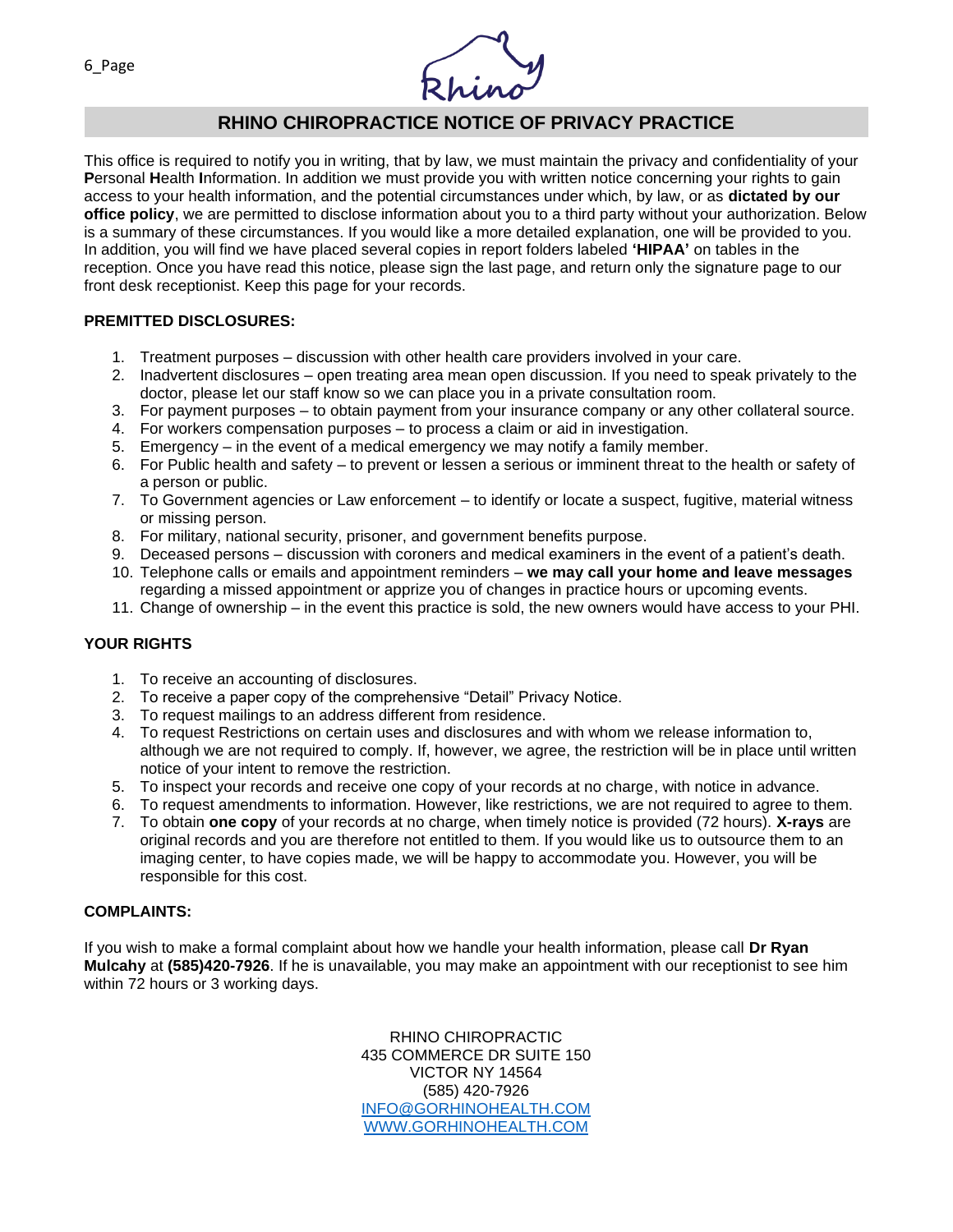# RHINO CHIROPRACTICE NOTICE OF PRIVACY PRACTICE

This office is required to notify you in writing, that by law, we must maintain the privacy and confidentiality of your **P**ersonal **H**ealth **I**nformation. In addition we must provide you with written notice concerning your rights to gain access to your health information, and the potential circumstances under which, by law, or as **dictated by our office policy**, we are permitted to disclose information about you to a third party without your authorization. Below is a summary of these circumstances. If you would like a more detailed explanation, one will be provided to you. In addition, you will find we have placed several copies in report folders labeled **'HIPAA'** on tables in the reception. Once you have read this notice, please sign the last page, and return only the signature page to our front desk receptionist. Keep this page for your records.

**PREMITTED DISCLOSURES:**

1. Treatment purposes – discussion with other health care providers involved in your care.
2. Inadvertent disclosures – open treating area mean open discussion. If you need to speak privately to the doctor, please let our staff know so we can place you in a private consultation room.
3. For payment purposes – to obtain payment from your insurance company or any other collateral source.
4. For workers compensation purposes – to process a claim or aid in investigation.
5. Emergency – in the event of a medical emergency we may notify a family member.
6. For Public health and safety – to prevent or lessen a serious or imminent threat to the health or safety of a person or public.
7. To Government agencies or Law enforcement – to identify or locate a suspect, fugitive, material witness or missing person.
8. For military, national security, prisoner, and government benefits purpose.
9. Deceased persons – discussion with coroners and medical examiners in the event of a patient's death.
10. Telephone calls or emails and appointment reminders – **we may call your home and leave messages** regarding a missed appointment or apprize you of changes in practice hours or upcoming events.
11. Change of ownership – in the event this practice is sold, the new owners would have access to your PHI.

**YOUR RIGHTS**

1. To receive an accounting of disclosures.
2. To receive a paper copy of the comprehensive "Detail" Privacy Notice.
3. To request mailings to an address different from residence.
4. To request Restrictions on certain uses and disclosures and with whom we release information to, although we are not required to comply. If, however, we agree, the restriction will be in place until written notice of your intent to remove the restriction.
5. To inspect your records and receive one copy of your records at no charge, with notice in advance.
6. To request amendments to information. However, like restrictions, we are not required to agree to them.
7. To obtain **one copy** of your records at no charge, when timely notice is provided (72 hours). **X-rays** are original records and you are therefore not entitled to them. If you would like us to outsource them to an imaging center, to have copies made, we will be happy to accommodate you. However, you will be responsible for this cost.

**COMPLAINTS:**

If you wish to make a formal complaint about how we handle your health information, please call **Dr Ryan Mulcahy** at **(585)420-7926**. If he is unavailable, you may make an appointment with our receptionist to see him within 72 hours or 3 working days.

RHINO CHIROPRACTIC
435 COMMERCE DR SUITE 150
VICTOR NY 14564
(585) 420-7926
INFO@GORHINOHEALTH.COM
WWW.GORHINOHEALTH.COM